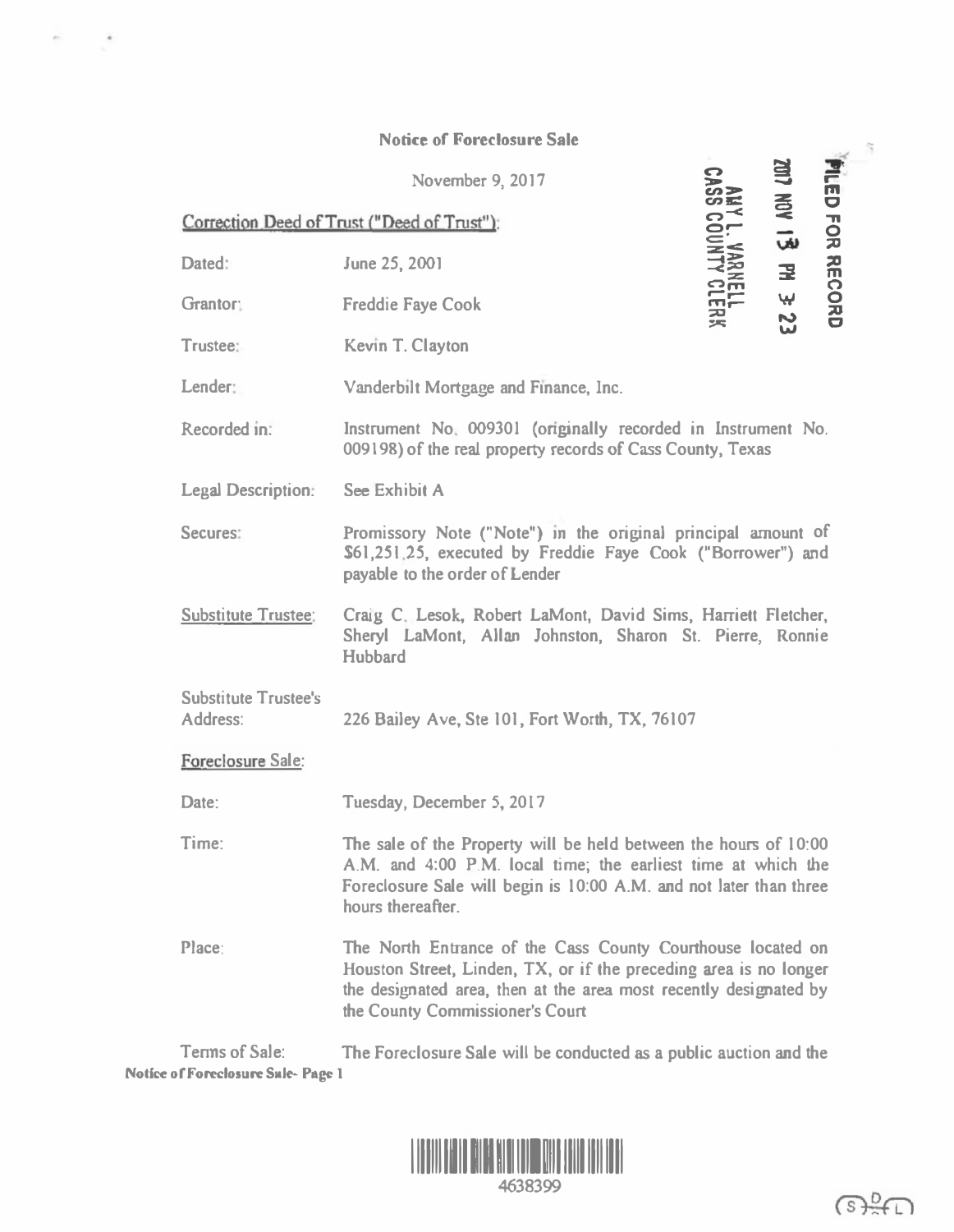**Notice of Foreclosure Sale**

November 9, 2017

FILED FOR RECORD
2017 NOV 13 PM 3:23
AMY L. VARNELL
CASS COUNTY CLERK

Correction Deed of Trust ("Deed of Trust"):

| | |
|---|---|
| Dated: | June 25, 2001 |
| Grantor: | Freddie Faye Cook |
| Trustee: | Kevin T. Clayton |
| Lender: | Vanderbilt Mortgage and Finance, Inc. |
| Recorded in: | Instrument No. 009301 (originally recorded in Instrument No. 009198) of the real property records of Cass County, Texas |
| Legal Description: | See Exhibit A |
| Secures: | Promissory Note ("Note") in the original principal amount of $61,251.25, executed by Freddie Faye Cook ("Borrower") and payable to the order of Lender |
| Substitute Trustee: | Craig C. Lesok, Robert LaMont, David Sims, Harriett Fletcher, Sheryl LaMont, Allan Johnston, Sharon St. Pierre, Ronnie Hubbard |
| Substitute Trustee's Address: | 226 Bailey Ave, Ste 101, Fort Worth, TX, 76107 |

Foreclosure Sale:

| | |
|---|---|
| Date: | Tuesday, December 5, 2017 |
| Time: | The sale of the Property will be held between the hours of 10:00 A.M. and 4:00 P.M. local time; the earliest time at which the Foreclosure Sale will begin is 10:00 A.M. and not later than three hours thereafter. |
| Place: | The North Entrance of the Cass County Courthouse located on Houston Street, Linden, TX, or if the preceding area is no longer the designated area, then at the area most recently designated by the County Commissioner's Court |

Terms of Sale: The Foreclosure Sale will be conducted as a public auction and the

4638399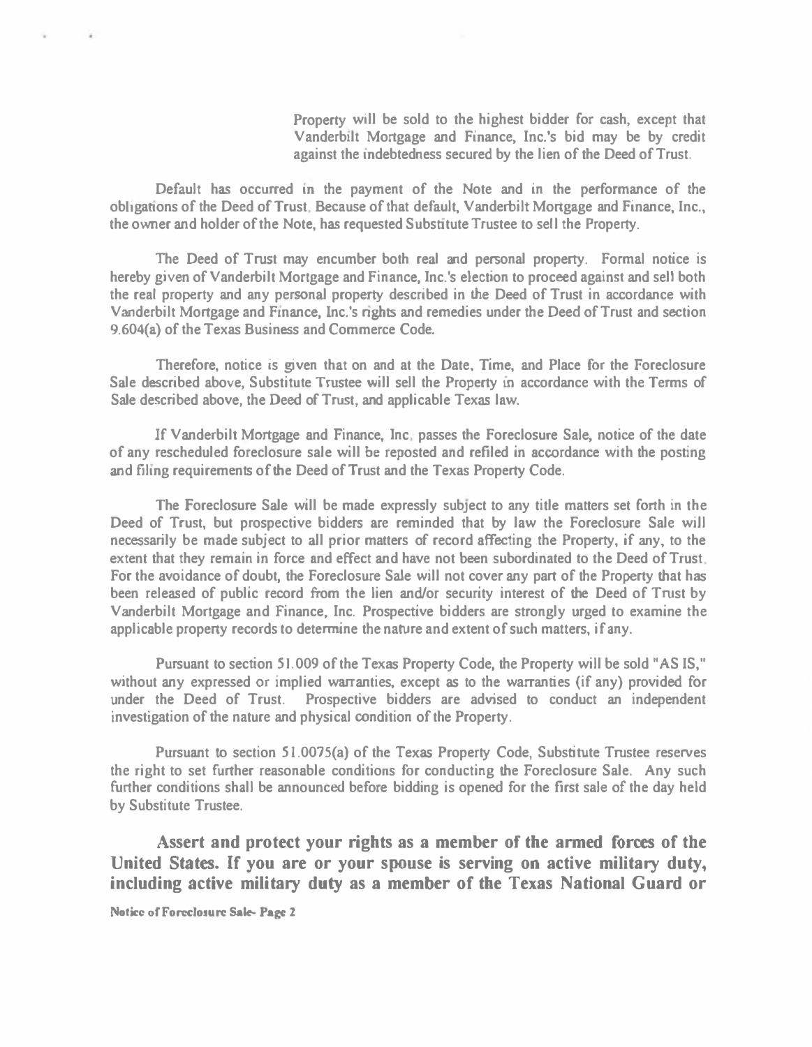Property will be sold to the highest bidder for cash, except that Vanderbilt Mortgage and Finance, Inc.'s bid may be by credit against the indebtedness secured by the lien of the Deed of Trust.

Default has occurred in the payment of the Note and in the performance of the obligations of the Deed of Trust. Because of that default, Vanderbilt Mortgage and Finance, Inc., the owner and holder of the Note, has requested Substitute Trustee to sell the Property.

The Deed of Trust may encumber both real and personal property. Formal notice is hereby given of Vanderbilt Mortgage and Finance, Inc.'s election to proceed against and sell both the real property and any personal property described in the Deed of Trust in accordance with Vanderbilt Mortgage and Finance, Inc.'s rights and remedies under the Deed of Trust and section 9.604(a) of the Texas Business and Commerce Code.

Therefore, notice is given that on and at the Date, Time, and Place for the Foreclosure Sale described above, Substitute Trustee will sell the Property in accordance with the Terms of Sale described above, the Deed of Trust, and applicable Texas law.

If Vanderbilt Mortgage and Finance, Inc. passes the Foreclosure Sale, notice of the date of any rescheduled foreclosure sale will be reposted and refiled in accordance with the posting and filing requirements of the Deed of Trust and the Texas Property Code.

The Foreclosure Sale will be made expressly subject to any title matters set forth in the Deed of Trust, but prospective bidders are reminded that by law the Foreclosure Sale will necessarily be made subject to all prior matters of record affecting the Property, if any, to the extent that they remain in force and effect and have not been subordinated to the Deed of Trust. For the avoidance of doubt, the Foreclosure Sale will not cover any part of the Property that has been released of public record from the lien and/or security interest of the Deed of Trust by Vanderbilt Mortgage and Finance, Inc. Prospective bidders are strongly urged to examine the applicable property records to determine the nature and extent of such matters, if any.

Pursuant to section 51.009 of the Texas Property Code, the Property will be sold "AS IS," without any expressed or implied warranties, except as to the warranties (if any) provided for under the Deed of Trust. Prospective bidders are advised to conduct an independent investigation of the nature and physical condition of the Property.

Pursuant to section 51.0075(a) of the Texas Property Code, Substitute Trustee reserves the right to set further reasonable conditions for conducting the Foreclosure Sale. Any such further conditions shall be announced before bidding is opened for the first sale of the day held by Substitute Trustee.

**Assert and protect your rights as a member of the armed forces of the United States. If you are or your spouse is serving on active military duty, including active military duty as a member of the Texas National Guard or**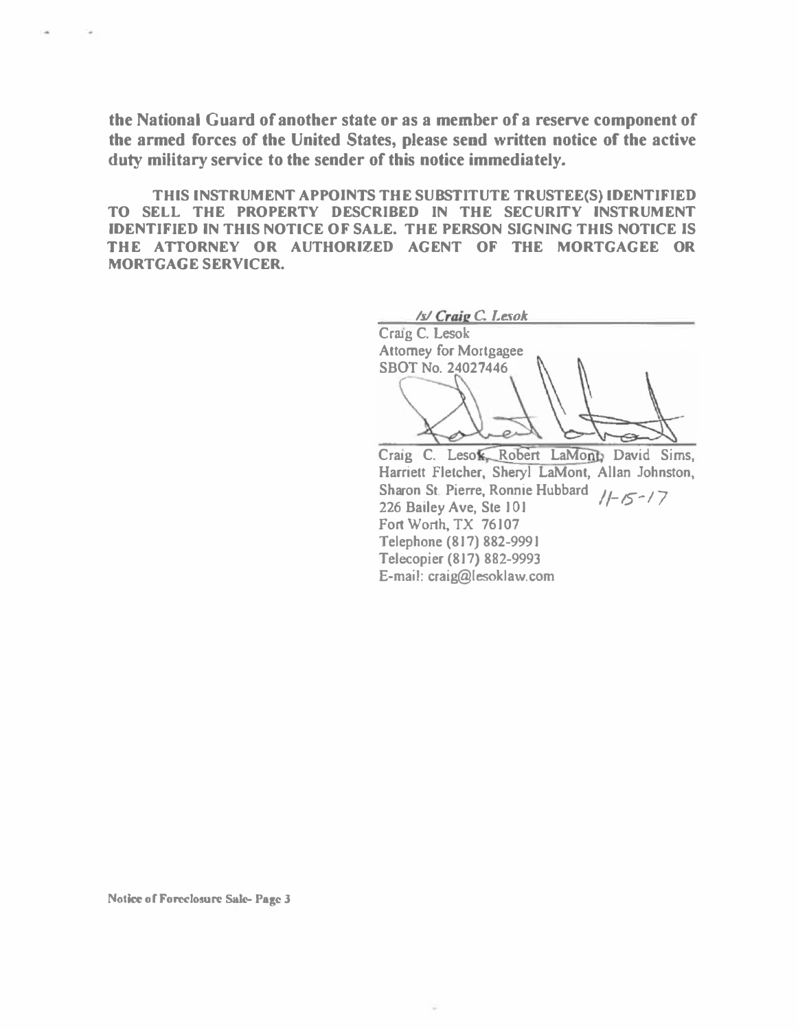**the National Guard of another state or as a member of a reserve component of the armed forces of the United States, please send written notice of the active duty military service to the sender of this notice immediately.**

**THIS INSTRUMENT APPOINTS THE SUBSTITUTE TRUSTEE(S) IDENTIFIED TO SELL THE PROPERTY DESCRIBED IN THE SECURITY INSTRUMENT IDENTIFIED IN THIS NOTICE OF SALE. THE PERSON SIGNING THIS NOTICE IS THE ATTORNEY OR AUTHORIZED AGENT OF THE MORTGAGEE OR MORTGAGE SERVICER.**

***/s/ Craig C. Lesok***
Craig C. Lesok
Attorney for Mortgagee
SBOT No. 24027446

Craig C. Lesok, Robert LaMont, David Sims, Harriett Fletcher, Sheryl LaMont, Allan Johnston, Sharon St. Pierre, Ronnie Hubbard 11-15-17
226 Bailey Ave, Ste 101
Fort Worth, TX 76107
Telephone (817) 882-9991
Telecopier (817) 882-9993
E-mail: craig@lesoklaw.com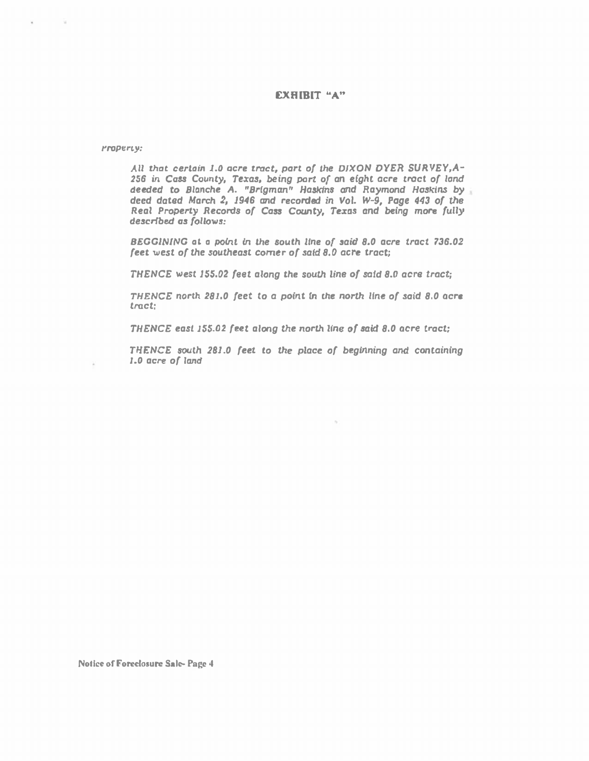# EXHIBIT "A"

*Property:*

*All that certain 1.0 acre tract, part of the DIXON DYER SURVEY,A-256 in Cass County, Texas, being part of an eight acre tract of land deeded to Blanche A. "Brigman" Haskins and Raymond Haskins by deed dated March 2, 1946 and recorded in Vol. W-9, Page 443 of the Real Property Records of Cass County, Texas and being more fully described as follows:*

*BEGGINING at a point in the south line of said 8.0 acre tract 736.02 feet west of the southeast corner of said 8.0 acre tract;*

*THENCE west 155.02 feet along the south line of said 8.0 acre tract;*

*THENCE north 281.0 feet to a point in the north line of said 8.0 acre tract;*

*THENCE east 155.02 feet along the north line of said 8.0 acre tract;*

*THENCE south 281.0 feet to the place of beginning and containing 1.0 acre of land*

Notice of Foreclosure Sale- Page 4